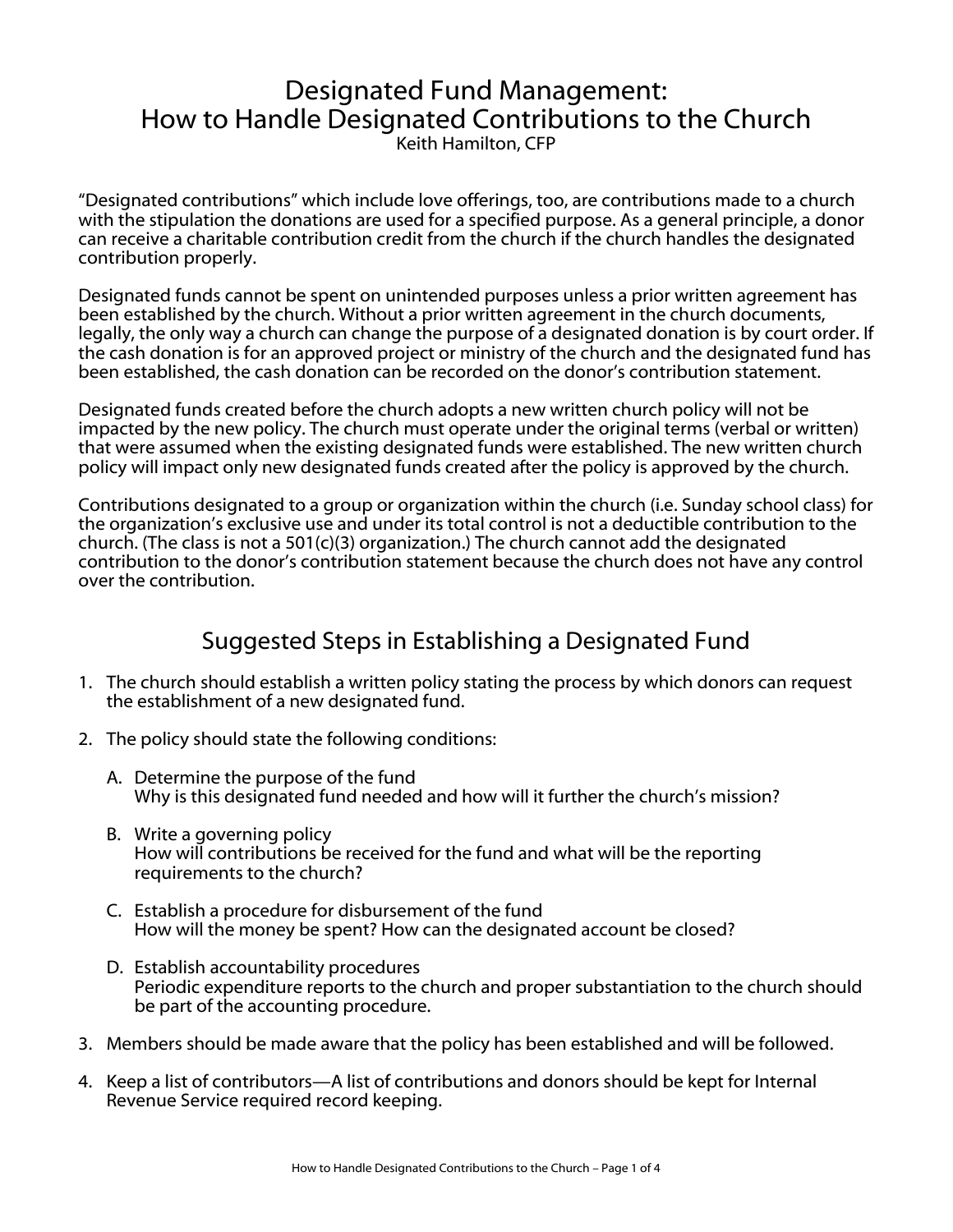# Designated Fund Management: How to Handle Designated Contributions to the Church

Keith Hamilton, CFP

"Designated contributions" which include love offerings, too, are contributions made to a church with the stipulation the donations are used for a specified purpose. As a general principle, a donor can receive a charitable contribution credit from the church if the church handles the designated contribution properly.

Designated funds cannot be spent on unintended purposes unless a prior written agreement has been established by the church. Without a prior written agreement in the church documents, legally, the only way a church can change the purpose of a designated donation is by court order. If the cash donation is for an approved project or ministry of the church and the designated fund has been established, the cash donation can be recorded on the donor's contribution statement.

Designated funds created before the church adopts a new written church policy will not be impacted by the new policy. The church must operate under the original terms (verbal or written) that were assumed when the existing designated funds were established. The new written church policy will impact only new designated funds created after the policy is approved by the church.

Contributions designated to a group or organization within the church (i.e. Sunday school class) for the organization's exclusive use and under its total control is not a deductible contribution to the church. (The class is not a 501(c)(3) organization.) The church cannot add the designated contribution to the donor's contribution statement because the church does not have any control over the contribution.

## Suggested Steps in Establishing a Designated Fund

1. The church should establish a written policy stating the process by which donors can request the establishment of a new designated fund.
2. The policy should state the following conditions:
   A. Determine the purpose of the fund
   Why is this designated fund needed and how will it further the church's mission?

   B. Write a governing policy
   How will contributions be received for the fund and what will be the reporting requirements to the church?

   C. Establish a procedure for disbursement of the fund
   How will the money be spent? How can the designated account be closed?

   D. Establish accountability procedures
   Periodic expenditure reports to the church and proper substantiation to the church should be part of the accounting procedure.
3. Members should be made aware that the policy has been established and will be followed.
4. Keep a list of contributors—A list of contributions and donors should be kept for Internal Revenue Service required record keeping.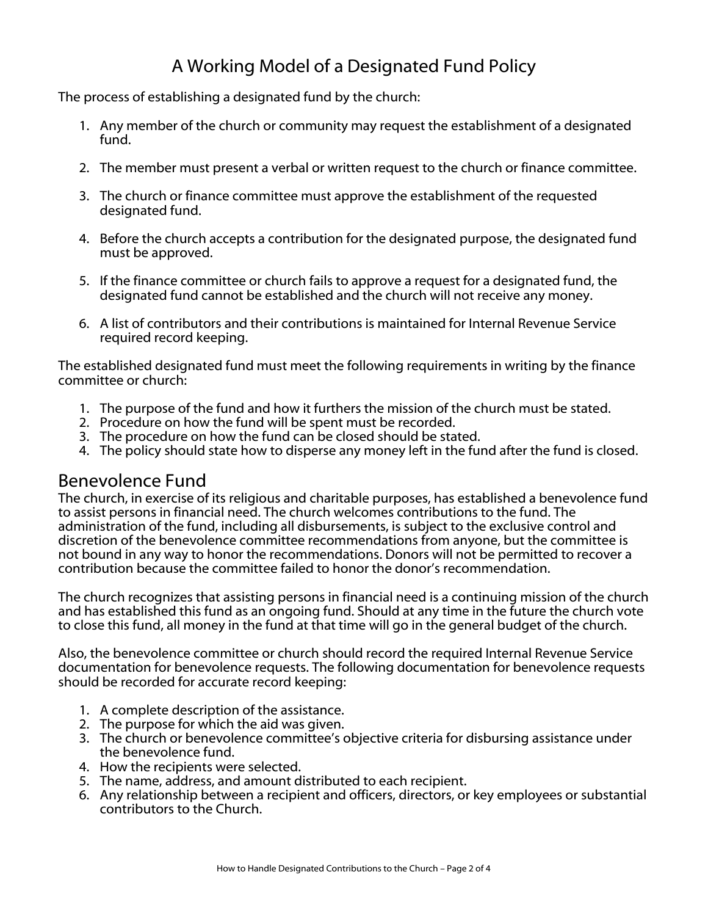# A Working Model of a Designated Fund Policy

The process of establishing a designated fund by the church:

1. Any member of the church or community may request the establishment of a designated fund.

2. The member must present a verbal or written request to the church or finance committee.

3. The church or finance committee must approve the establishment of the requested designated fund.

4. Before the church accepts a contribution for the designated purpose, the designated fund must be approved.

5. If the finance committee or church fails to approve a request for a designated fund, the designated fund cannot be established and the church will not receive any money.

6. A list of contributors and their contributions is maintained for Internal Revenue Service required record keeping.

The established designated fund must meet the following requirements in writing by the finance committee or church:

1. The purpose of the fund and how it furthers the mission of the church must be stated.
2. Procedure on how the fund will be spent must be recorded.
3. The procedure on how the fund can be closed should be stated.
4. The policy should state how to disperse any money left in the fund after the fund is closed.

## Benevolence Fund

The church, in exercise of its religious and charitable purposes, has established a benevolence fund to assist persons in financial need. The church welcomes contributions to the fund. The administration of the fund, including all disbursements, is subject to the exclusive control and discretion of the benevolence committee recommendations from anyone, but the committee is not bound in any way to honor the recommendations. Donors will not be permitted to recover a contribution because the committee failed to honor the donor's recommendation.

The church recognizes that assisting persons in financial need is a continuing mission of the church and has established this fund as an ongoing fund. Should at any time in the future the church vote to close this fund, all money in the fund at that time will go in the general budget of the church.

Also, the benevolence committee or church should record the required Internal Revenue Service documentation for benevolence requests. The following documentation for benevolence requests should be recorded for accurate record keeping:

1. A complete description of the assistance.
2. The purpose for which the aid was given.
3. The church or benevolence committee's objective criteria for disbursing assistance under the benevolence fund.
4. How the recipients were selected.
5. The name, address, and amount distributed to each recipient.
6. Any relationship between a recipient and officers, directors, or key employees or substantial contributors to the Church.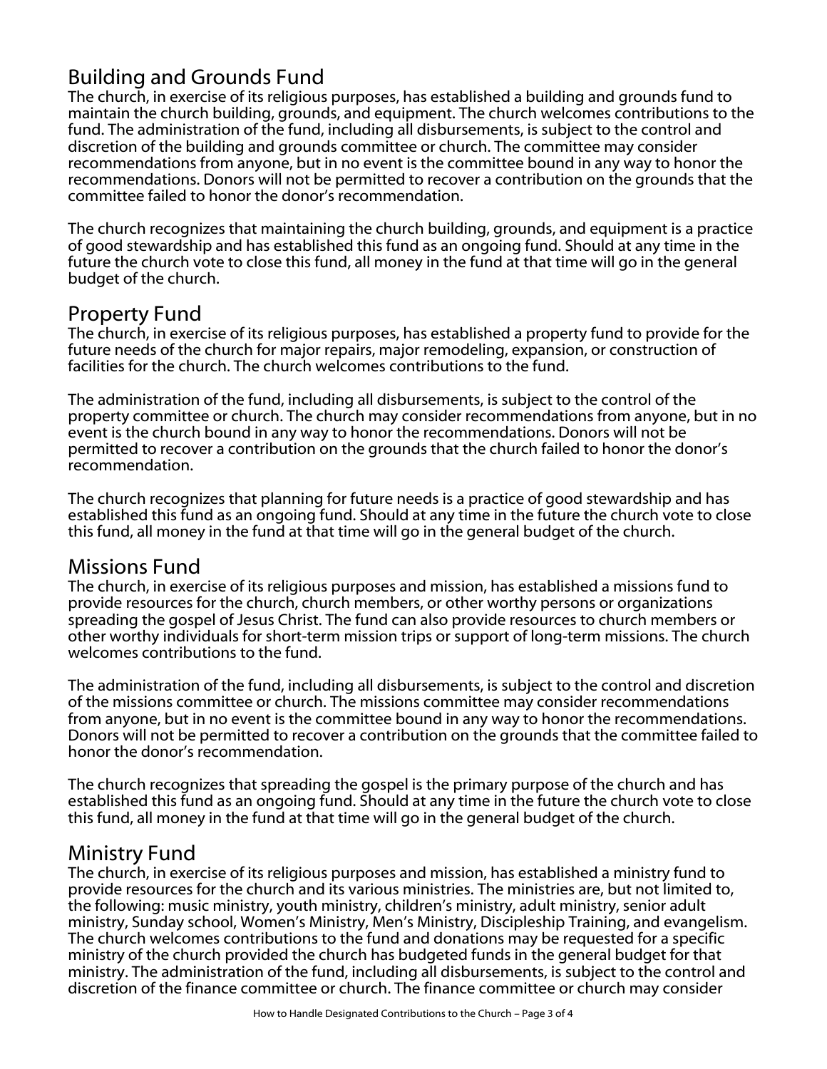## Building and Grounds Fund

The church, in exercise of its religious purposes, has established a building and grounds fund to maintain the church building, grounds, and equipment. The church welcomes contributions to the fund. The administration of the fund, including all disbursements, is subject to the control and discretion of the building and grounds committee or church. The committee may consider recommendations from anyone, but in no event is the committee bound in any way to honor the recommendations. Donors will not be permitted to recover a contribution on the grounds that the committee failed to honor the donor's recommendation.

The church recognizes that maintaining the church building, grounds, and equipment is a practice of good stewardship and has established this fund as an ongoing fund. Should at any time in the future the church vote to close this fund, all money in the fund at that time will go in the general budget of the church.

## Property Fund

The church, in exercise of its religious purposes, has established a property fund to provide for the future needs of the church for major repairs, major remodeling, expansion, or construction of facilities for the church. The church welcomes contributions to the fund.

The administration of the fund, including all disbursements, is subject to the control of the property committee or church. The church may consider recommendations from anyone, but in no event is the church bound in any way to honor the recommendations. Donors will not be permitted to recover a contribution on the grounds that the church failed to honor the donor's recommendation.

The church recognizes that planning for future needs is a practice of good stewardship and has established this fund as an ongoing fund. Should at any time in the future the church vote to close this fund, all money in the fund at that time will go in the general budget of the church.

## Missions Fund

The church, in exercise of its religious purposes and mission, has established a missions fund to provide resources for the church, church members, or other worthy persons or organizations spreading the gospel of Jesus Christ. The fund can also provide resources to church members or other worthy individuals for short-term mission trips or support of long-term missions. The church welcomes contributions to the fund.

The administration of the fund, including all disbursements, is subject to the control and discretion of the missions committee or church. The missions committee may consider recommendations from anyone, but in no event is the committee bound in any way to honor the recommendations. Donors will not be permitted to recover a contribution on the grounds that the committee failed to honor the donor's recommendation.

The church recognizes that spreading the gospel is the primary purpose of the church and has established this fund as an ongoing fund. Should at any time in the future the church vote to close this fund, all money in the fund at that time will go in the general budget of the church.

## Ministry Fund

The church, in exercise of its religious purposes and mission, has established a ministry fund to provide resources for the church and its various ministries. The ministries are, but not limited to, the following: music ministry, youth ministry, children's ministry, adult ministry, senior adult ministry, Sunday school, Women's Ministry, Men's Ministry, Discipleship Training, and evangelism. The church welcomes contributions to the fund and donations may be requested for a specific ministry of the church provided the church has budgeted funds in the general budget for that ministry. The administration of the fund, including all disbursements, is subject to the control and discretion of the finance committee or church. The finance committee or church may consider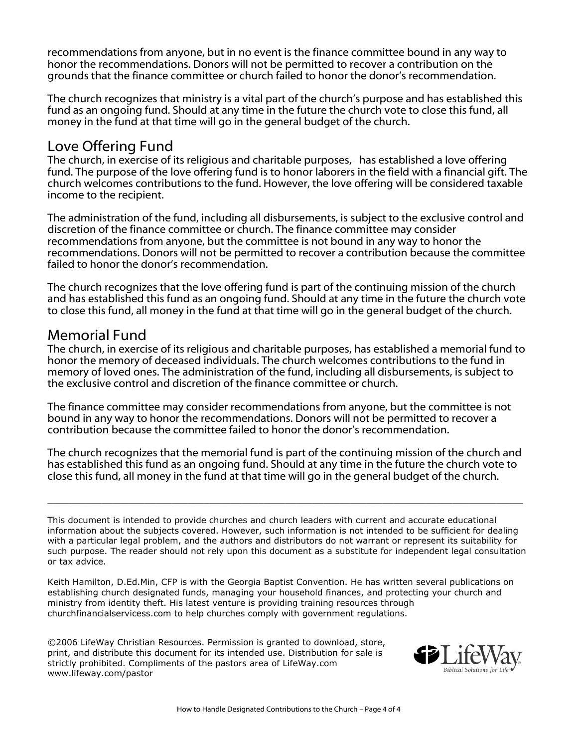recommendations from anyone, but in no event is the finance committee bound in any way to honor the recommendations. Donors will not be permitted to recover a contribution on the grounds that the finance committee or church failed to honor the donor's recommendation.

The church recognizes that ministry is a vital part of the church's purpose and has established this fund as an ongoing fund. Should at any time in the future the church vote to close this fund, all money in the fund at that time will go in the general budget of the church.

## Love Offering Fund

The church, in exercise of its religious and charitable purposes, has established a love offering fund. The purpose of the love offering fund is to honor laborers in the field with a financial gift. The church welcomes contributions to the fund. However, the love offering will be considered taxable income to the recipient.

The administration of the fund, including all disbursements, is subject to the exclusive control and discretion of the finance committee or church. The finance committee may consider recommendations from anyone, but the committee is not bound in any way to honor the recommendations. Donors will not be permitted to recover a contribution because the committee failed to honor the donor's recommendation.

The church recognizes that the love offering fund is part of the continuing mission of the church and has established this fund as an ongoing fund. Should at any time in the future the church vote to close this fund, all money in the fund at that time will go in the general budget of the church.

## Memorial Fund

The church, in exercise of its religious and charitable purposes, has established a memorial fund to honor the memory of deceased individuals. The church welcomes contributions to the fund in memory of loved ones. The administration of the fund, including all disbursements, is subject to the exclusive control and discretion of the finance committee or church.

The finance committee may consider recommendations from anyone, but the committee is not bound in any way to honor the recommendations. Donors will not be permitted to recover a contribution because the committee failed to honor the donor's recommendation.

The church recognizes that the memorial fund is part of the continuing mission of the church and has established this fund as an ongoing fund. Should at any time in the future the church vote to close this fund, all money in the fund at that time will go in the general budget of the church.

---

This document is intended to provide churches and church leaders with current and accurate educational information about the subjects covered. However, such information is not intended to be sufficient for dealing with a particular legal problem, and the authors and distributors do not warrant or represent its suitability for such purpose. The reader should not rely upon this document as a substitute for independent legal consultation or tax advice.

Keith Hamilton, D.Ed.Min, CFP is with the Georgia Baptist Convention. He has written several publications on establishing church designated funds, managing your household finances, and protecting your church and ministry from identity theft. His latest venture is providing training resources through churchfinancialservicess.com to help churches comply with government regulations.

©2006 LifeWay Christian Resources. Permission is granted to download, store, print, and distribute this document for its intended use. Distribution for sale is strictly prohibited. Compliments of the pastors area of LifeWay.com www.lifeway.com/pastor

LifeWay
Biblical Solutions for Life